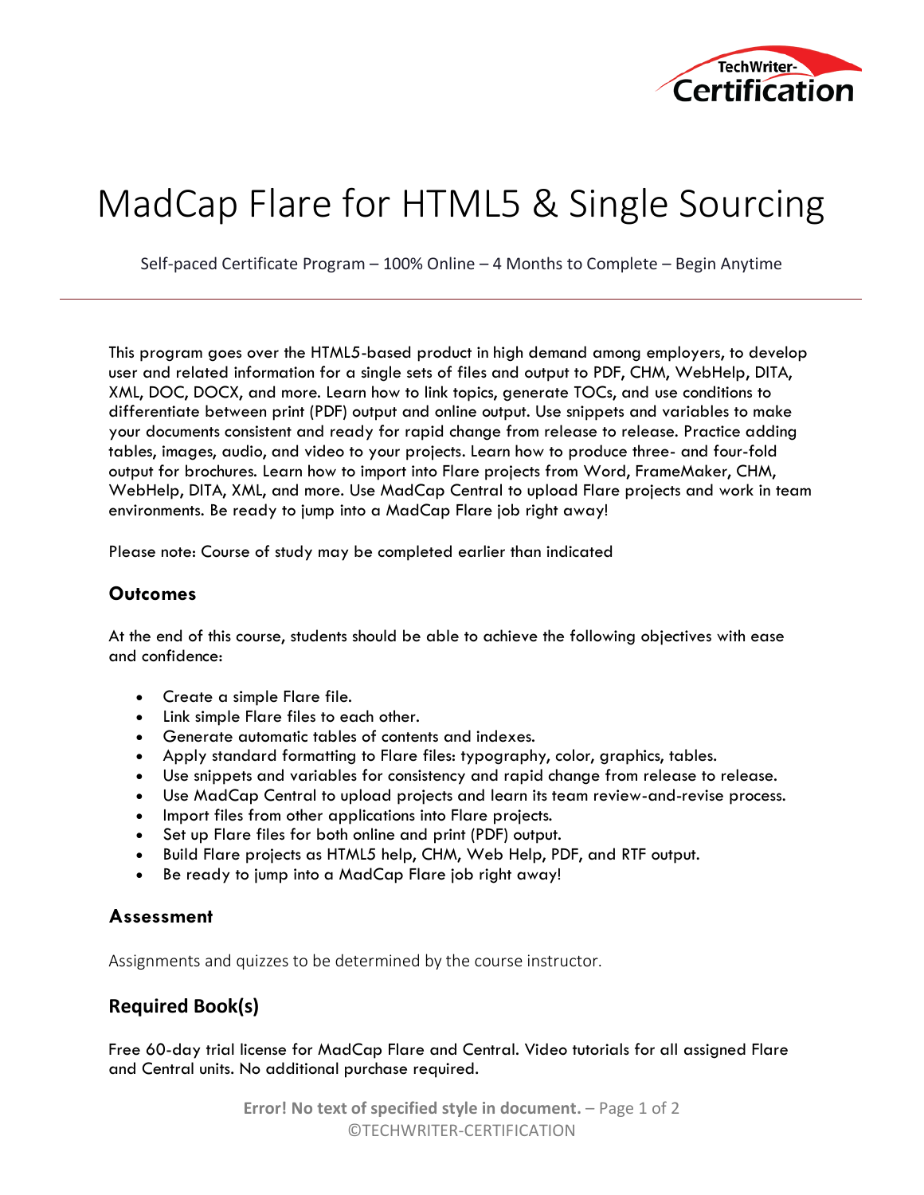# MadCap Flare for HTML5 & Single Sourcing

Self-paced Certificate Program – 100% Online – 4 Months to Complete – Begin Anytime

---

This program goes over the HTML5-based product in high demand among employers, to develop user and related information for a single sets of files and output to PDF, CHM, WebHelp, DITA, XML, DOC, DOCX, and more. Learn how to link topics, generate TOCs, and use conditions to differentiate between print (PDF) output and online output. Use snippets and variables to make your documents consistent and ready for rapid change from release to release. Practice adding tables, images, audio, and video to your projects. Learn how to produce three- and four-fold output for brochures. Learn how to import into Flare projects from Word, FrameMaker, CHM, WebHelp, DITA, XML, and more. Use MadCap Central to upload Flare projects and work in team environments. Be ready to jump into a MadCap Flare job right away!

Please note: Course of study may be completed earlier than indicated

## Outcomes

At the end of this course, students should be able to achieve the following objectives with ease and confidence:

- Create a simple Flare file.
- Link simple Flare files to each other.
- Generate automatic tables of contents and indexes.
- Apply standard formatting to Flare files: typography, color, graphics, tables.
- Use snippets and variables for consistency and rapid change from release to release.
- Use MadCap Central to upload projects and learn its team review-and-revise process.
- Import files from other applications into Flare projects.
- Set up Flare files for both online and print (PDF) output.
- Build Flare projects as HTML5 help, CHM, Web Help, PDF, and RTF output.
- Be ready to jump into a MadCap Flare job right away!

## Assessment

Assignments and quizzes to be determined by the course instructor.

## Required Book(s)

Free 60-day trial license for MadCap Flare and Central. Video tutorials for all assigned Flare and Central units. No additional purchase required.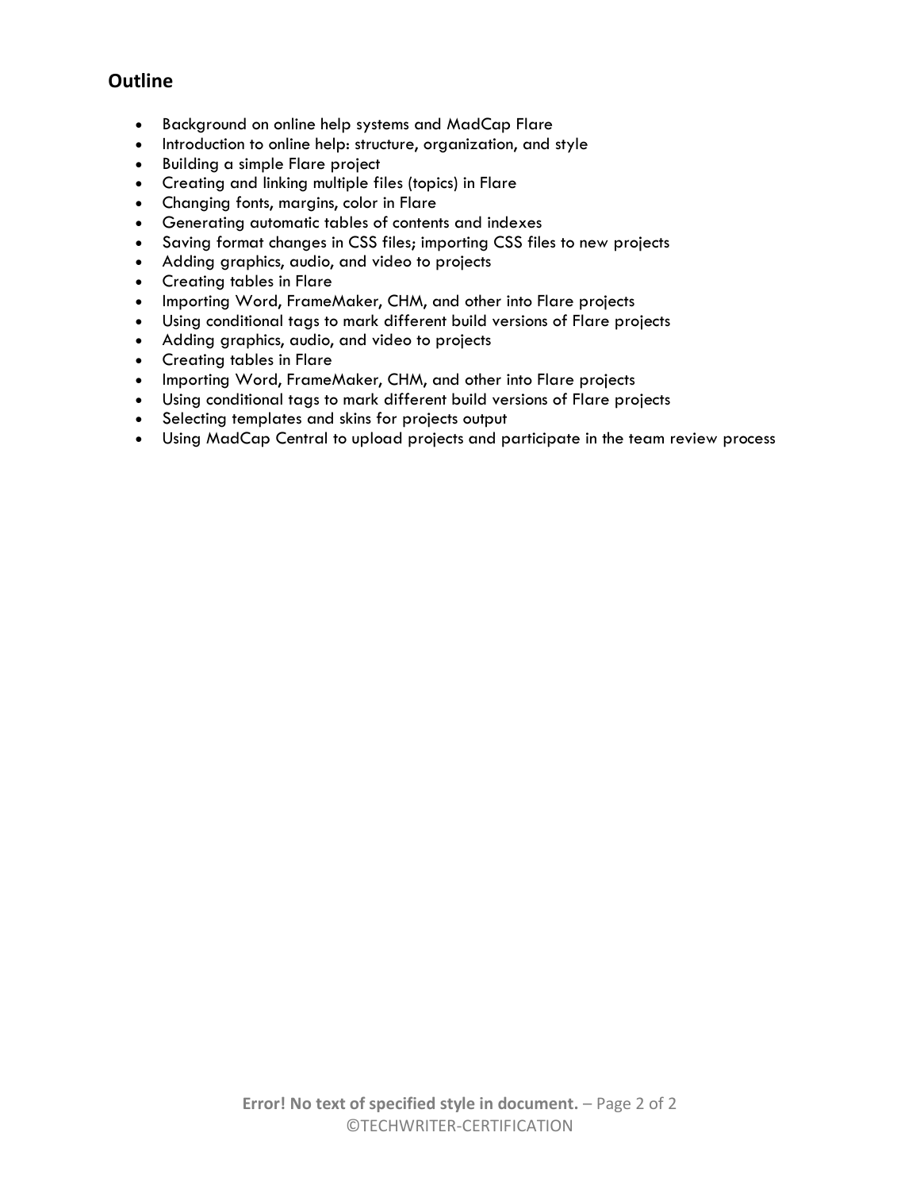## Outline

- Background on online help systems and MadCap Flare
- Introduction to online help: structure, organization, and style
- Building a simple Flare project
- Creating and linking multiple files (topics) in Flare
- Changing fonts, margins, color in Flare
- Generating automatic tables of contents and indexes
- Saving format changes in CSS files; importing CSS files to new projects
- Adding graphics, audio, and video to projects
- Creating tables in Flare
- Importing Word, FrameMaker, CHM, and other into Flare projects
- Using conditional tags to mark different build versions of Flare projects
- Adding graphics, audio, and video to projects
- Creating tables in Flare
- Importing Word, FrameMaker, CHM, and other into Flare projects
- Using conditional tags to mark different build versions of Flare projects
- Selecting templates and skins for projects output
- Using MadCap Central to upload projects and participate in the team review process